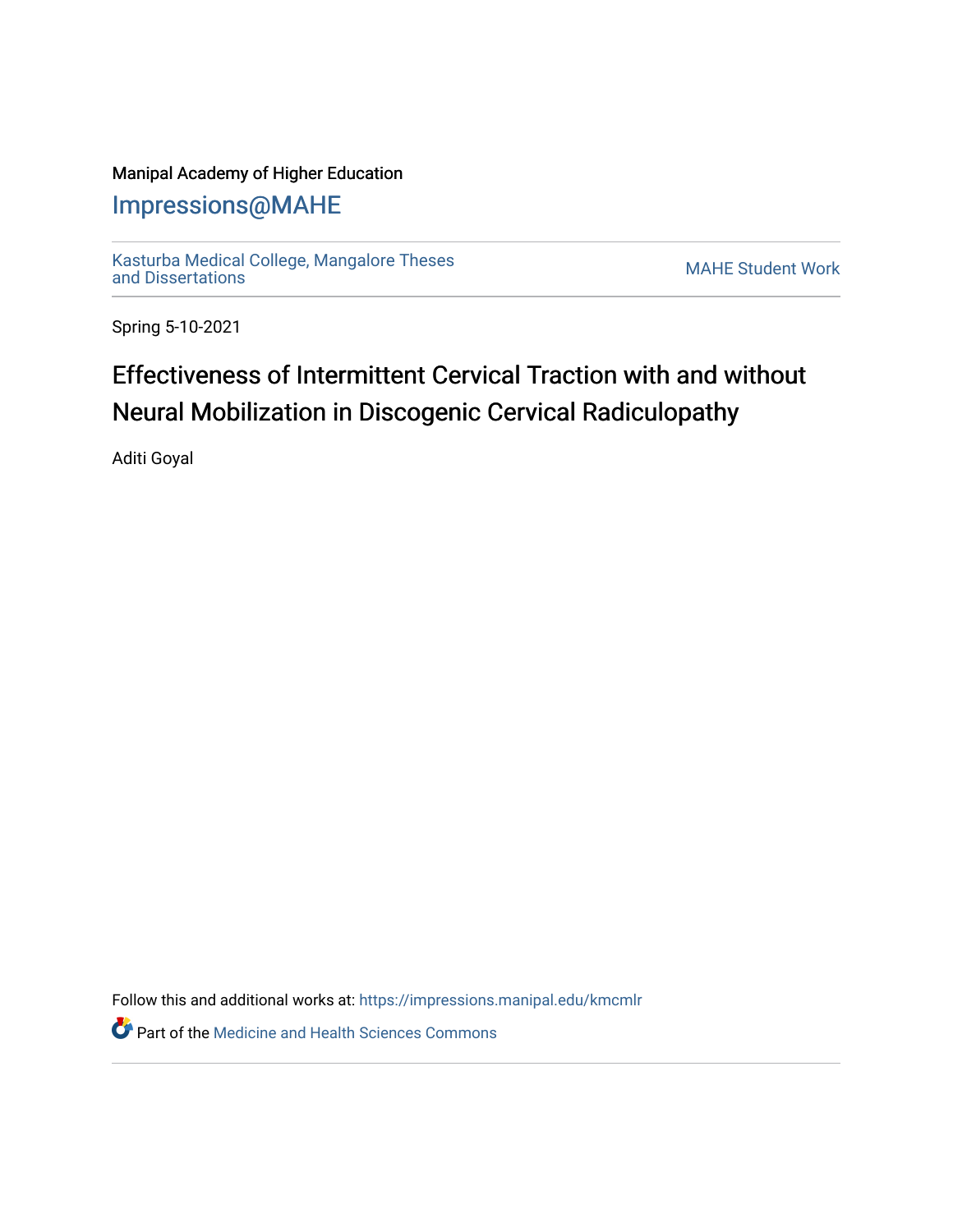Manipal Academy of Higher Education

# Impressions@MAHE

Kasturba Medical College, Mangalore Theses and Dissertations

MAHE Student Work

Spring 5-10-2021

# Effectiveness of Intermittent Cervical Traction with and without Neural Mobilization in Discogenic Cervical Radiculopathy

Aditi Goyal

Follow this and additional works at: https://impressions.manipal.edu/kmcmlr

Part of the Medicine and Health Sciences Commons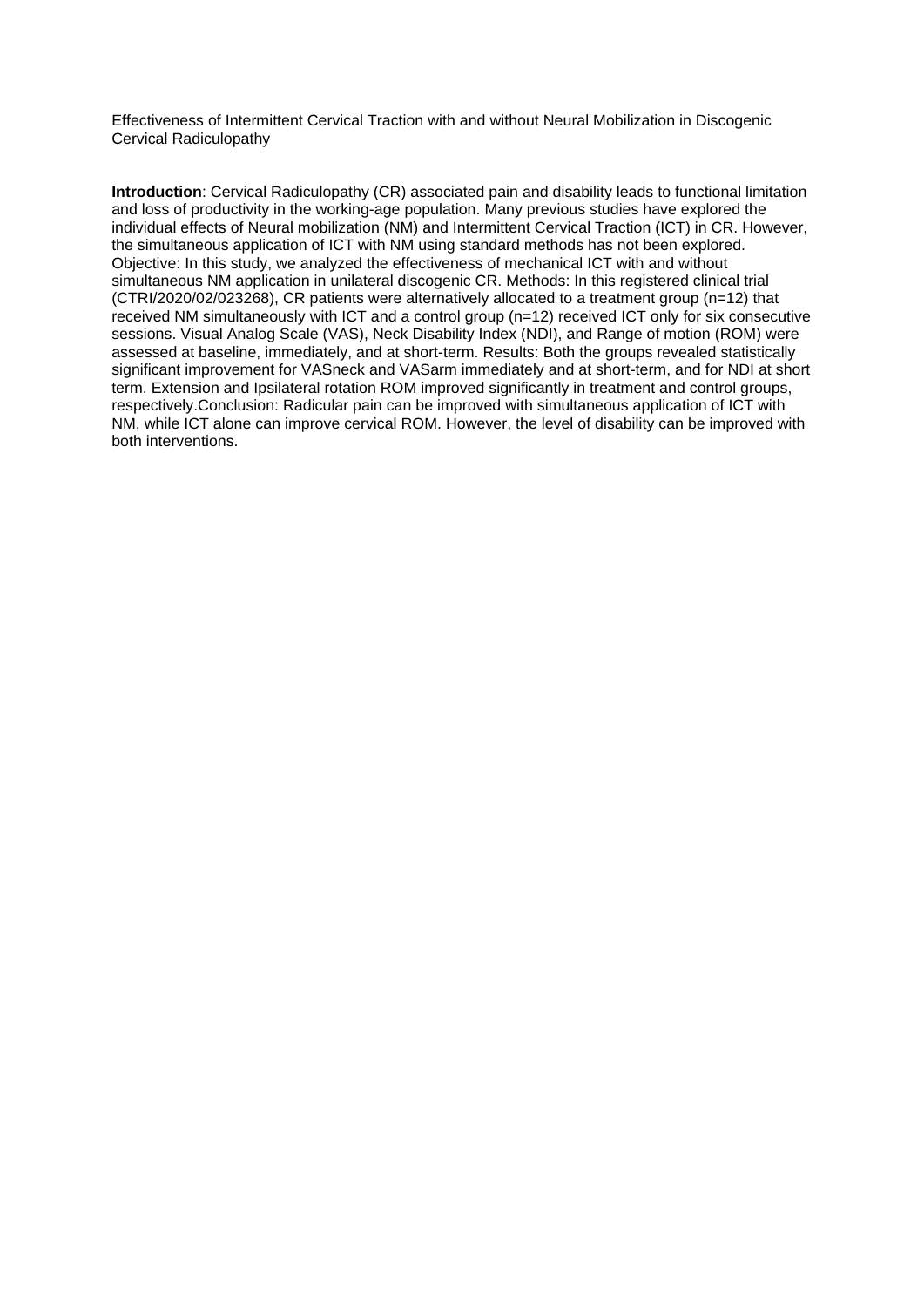Effectiveness of Intermittent Cervical Traction with and without Neural Mobilization in Discogenic Cervical Radiculopathy

**Introduction**: Cervical Radiculopathy (CR) associated pain and disability leads to functional limitation and loss of productivity in the working-age population. Many previous studies have explored the individual effects of Neural mobilization (NM) and Intermittent Cervical Traction (ICT) in CR. However, the simultaneous application of ICT with NM using standard methods has not been explored. Objective: In this study, we analyzed the effectiveness of mechanical ICT with and without simultaneous NM application in unilateral discogenic CR. Methods: In this registered clinical trial (CTRI/2020/02/023268), CR patients were alternatively allocated to a treatment group (n=12) that received NM simultaneously with ICT and a control group (n=12) received ICT only for six consecutive sessions. Visual Analog Scale (VAS), Neck Disability Index (NDI), and Range of motion (ROM) were assessed at baseline, immediately, and at short-term. Results: Both the groups revealed statistically significant improvement for VASneck and VASarm immediately and at short-term, and for NDI at short term. Extension and Ipsilateral rotation ROM improved significantly in treatment and control groups, respectively.Conclusion: Radicular pain can be improved with simultaneous application of ICT with NM, while ICT alone can improve cervical ROM. However, the level of disability can be improved with both interventions.